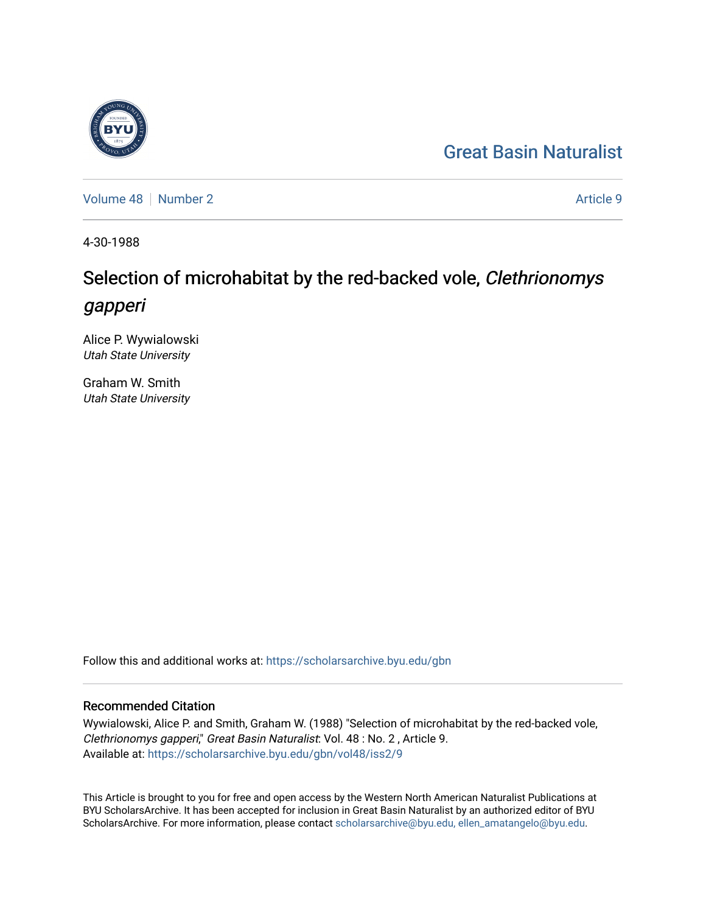Great Basin Naturalist

Volume 48 | Number 2 — Article 9

4-30-1988

# Selection of microhabitat by the red-backed vole, *Clethrionomys gapperi*

Alice P. Wywialowski
*Utah State University*

Graham W. Smith
*Utah State University*

Follow this and additional works at: https://scholarsarchive.byu.edu/gbn

## Recommended Citation

Wywialowski, Alice P. and Smith, Graham W. (1988) "Selection of microhabitat by the red-backed vole, *Clethrionomys gapperi*," *Great Basin Naturalist*: Vol. 48 : No. 2 , Article 9.
Available at: https://scholarsarchive.byu.edu/gbn/vol48/iss2/9

This Article is brought to you for free and open access by the Western North American Naturalist Publications at BYU ScholarsArchive. It has been accepted for inclusion in Great Basin Naturalist by an authorized editor of BYU ScholarsArchive. For more information, please contact scholarsarchive@byu.edu, ellen_amatangelo@byu.edu.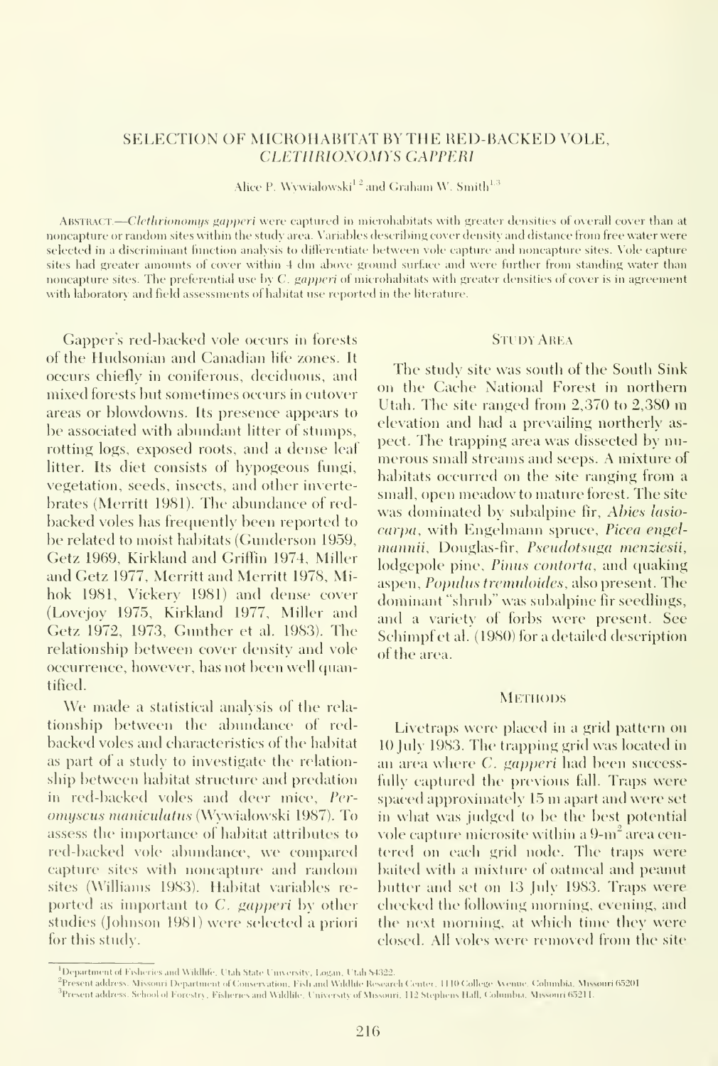# SELECTION OF MICROHABITAT BY THE RED-BACKED VOLE, *CLETHRIONOMYS GAPPERI*

Alice P. Wywialowski[1,2] and Graham W. Smith[1,3]

ABSTRACT.—*Clethrionomys gapperi* were captured in microhabitats with greater densities of overall cover than at noncapture or random sites within the study area. Variables describing cover density and distance from free water were selected in a discriminant function analysis to differentiate between vole capture and noncapture sites. Vole capture sites had greater amounts of cover within 4 dm above ground surface and were further from standing water than noncapture sites. The preferential use by *C. gapperi* of microhabitats with greater densities of cover is in agreement with laboratory and field assessments of habitat use reported in the literature.

Gapper's red-backed vole occurs in forests of the Hudsonian and Canadian life zones. It occurs chiefly in coniferous, deciduous, and mixed forests but sometimes occurs in cutover areas or blowdowns. Its presence appears to be associated with abundant litter of stumps, rotting logs, exposed roots, and a dense leaf litter. Its diet consists of hypogeous fungi, vegetation, seeds, insects, and other invertebrates (Merritt 1981). The abundance of red-backed voles has frequently been reported to be related to moist habitats (Gunderson 1959, Getz 1969, Kirkland and Griffin 1974, Miller and Getz 1977, Merritt and Merritt 1978, Mihok 1981, Vickery 1981) and dense cover (Lovejoy 1975, Kirkland 1977, Miller and Getz 1972, 1973, Gunther et al. 1983). The relationship between cover density and vole occurrence, however, has not been well quantified.

We made a statistical analysis of the relationship between the abundance of red-backed voles and characteristics of the habitat as part of a study to investigate the relationship between habitat structure and predation in red-backed voles and deer mice, *Peromyscus maniculatus* (Wywialowski 1987). To assess the importance of habitat attributes to red-backed vole abundance, we compared capture sites with noncapture and random sites (Williams 1983). Habitat variables reported as important to *C. gapperi* by other studies (Johnson 1981) were selected a priori for this study.

## STUDY AREA

The study site was south of the South Sink on the Cache National Forest in northern Utah. The site ranged from 2,370 to 2,380 m elevation and had a prevailing northerly aspect. The trapping area was dissected by numerous small streams and seeps. A mixture of habitats occurred on the site ranging from a small, open meadow to mature forest. The site was dominated by subalpine fir, *Abies lasiocarpa*, with Engelmann spruce, *Picea engelmannii*, Douglas-fir, *Pseudotsuga menziesii*, lodgepole pine, *Pinus contorta*, and quaking aspen, *Populus tremuloides*, also present. The dominant "shrub" was subalpine fir seedlings, and a variety of forbs were present. See Schimpf et al. (1980) for a detailed description of the area.

## METHODS

Livetraps were placed in a grid pattern on 10 July 1983. The trapping grid was located in an area where *C. gapperi* had been successfully captured the previous fall. Traps were spaced approximately 15 m apart and were set in what was judged to be the best potential vole capture microsite within a 9-m$^2$ area centered on each grid node. The traps were baited with a mixture of oatmeal and peanut butter and set on 13 July 1983. Traps were checked the following morning, evening, and the next morning, at which time they were closed. All voles were removed from the site

[1] Department of Fisheries and Wildlife, Utah State University, Logan, Utah 84322.

[2] Present address: Missouri Department of Conservation, Fish and Wildlife Research Center, 1110 College Avenue, Columbia, Missouri 65201.

[3] Present address: School of Forestry, Fisheries and Wildlife, University of Missouri, 112 Stephens Hall, Columbia, Missouri 65211.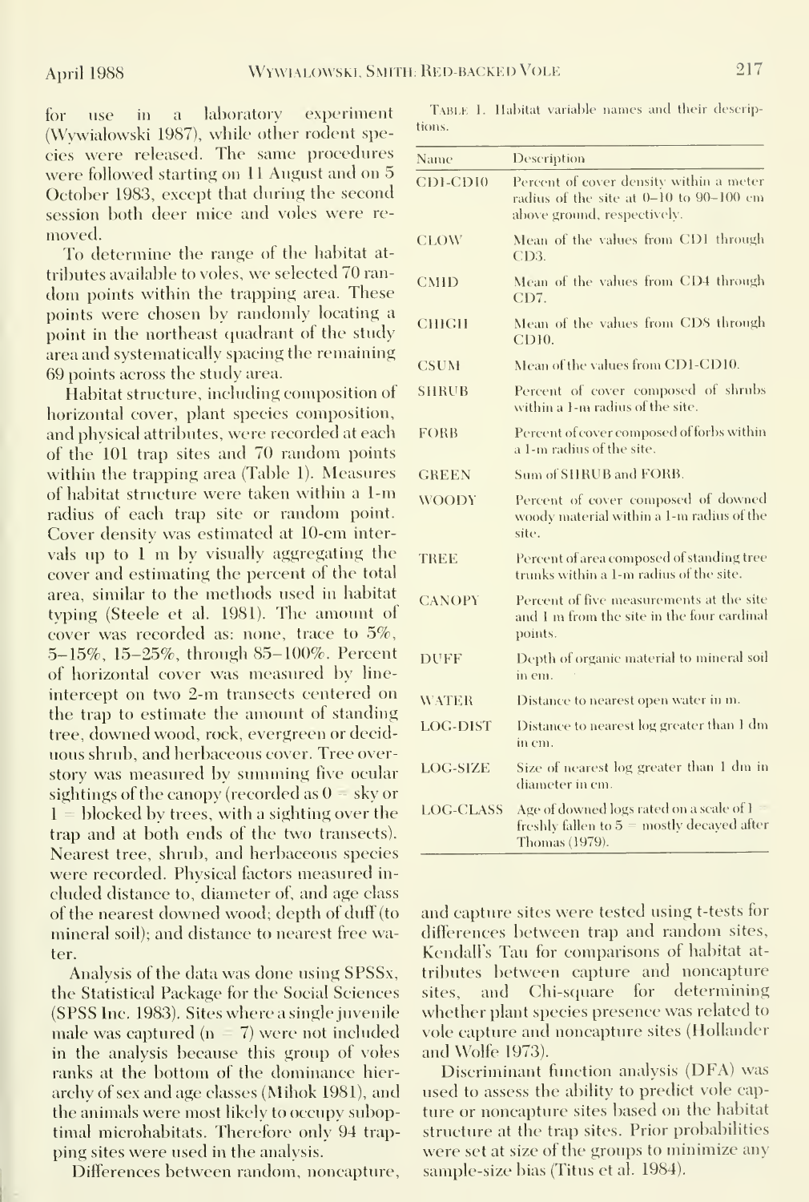for use in a laboratory experiment (Wywialowski 1987), while other rodent species were released. The same procedures were followed starting on 11 August and on 5 October 1983, except that during the second session both deer mice and voles were removed.

To determine the range of the habitat attributes available to voles, we selected 70 random points within the trapping area. These points were chosen by randomly locating a point in the northeast quadrant of the study area and systematically spacing the remaining 69 points across the study area.

Habitat structure, including composition of horizontal cover, plant species composition, and physical attributes, were recorded at each of the 101 trap sites and 70 random points within the trapping area (Table 1). Measures of habitat structure were taken within a 1-m radius of each trap site or random point. Cover density was estimated at 10-cm intervals up to 1 m by visually aggregating the cover and estimating the percent of the total area, similar to the methods used in habitat typing (Steele et al. 1981). The amount of cover was recorded as: none, trace to 5%, 5–15%, 15–25%, through 85–100%. Percent of horizontal cover was measured by line-intercept on two 2-m transects centered on the trap to estimate the amount of standing tree, downed wood, rock, evergreen or deciduous shrub, and herbaceous cover. Tree overstory was measured by summing five ocular sightings of the canopy (recorded as 0 = sky or 1 = blocked by trees, with a sighting over the trap and at both ends of the two transects). Nearest tree, shrub, and herbaceous species were recorded. Physical factors measured included distance to, diameter of, and age class of the nearest downed wood; depth of duff (to mineral soil); and distance to nearest free water.

Analysis of the data was done using SPSSx, the Statistical Package for the Social Sciences (SPSS Inc. 1983). Sites where a single juvenile male was captured ($n = 7$) were not included in the analysis because this group of voles ranks at the bottom of the dominance hierarchy of sex and age classes (Mihok 1981), and the animals were most likely to occupy suboptimal microhabitats. Therefore only 94 trapping sites were used in the analysis.

Differences between random, noncapture, and capture sites were tested using t-tests for differences between trap and random sites, Kendall's Tau for comparisons of habitat attributes between capture and noncapture sites, and Chi-square for determining whether plant species presence was related to vole capture and noncapture sites (Hollander and Wolfe 1973).

Discriminant function analysis (DFA) was used to assess the ability to predict vole capture or noncapture sites based on the habitat structure at the trap sites. Prior probabilities were set at size of the groups to minimize any sample-size bias (Titus et al. 1984).

Table 1. Habitat variable names and their descriptions.

| Name | Description |
|---|---|
| CD1-CD10 | Percent of cover density within a meter radius of the site at 0–10 to 90–100 cm above ground, respectively. |
| CLOW | Mean of the values from CD1 through CD3. |
| CMID | Mean of the values from CD4 through CD7. |
| CHIGH | Mean of the values from CD8 through CD10. |
| CSUM | Mean of the values from CD1-CD10. |
| SHRUB | Percent of cover composed of shrubs within a 1-m radius of the site. |
| FORB | Percent of cover composed of forbs within a 1-m radius of the site. |
| GREEN | Sum of SHRUB and FORB. |
| WOODY | Percent of cover composed of downed woody material within a 1-m radius of the site. |
| TREE | Percent of area composed of standing tree trunks within a 1-m radius of the site. |
| CANOPY | Percent of five measurements at the site and 1 m from the site in the four cardinal points. |
| DUFF | Depth of organic material to mineral soil in cm. |
| WATER | Distance to nearest open water in m. |
| LOG-DIST | Distance to nearest log greater than 1 dm in cm. |
| LOG-SIZE | Size of nearest log greater than 1 dm in diameter in cm. |
| LOG-CLASS | Age of downed logs rated on a scale of 1 = freshly fallen to 5 = mostly decayed after Thomas (1979). |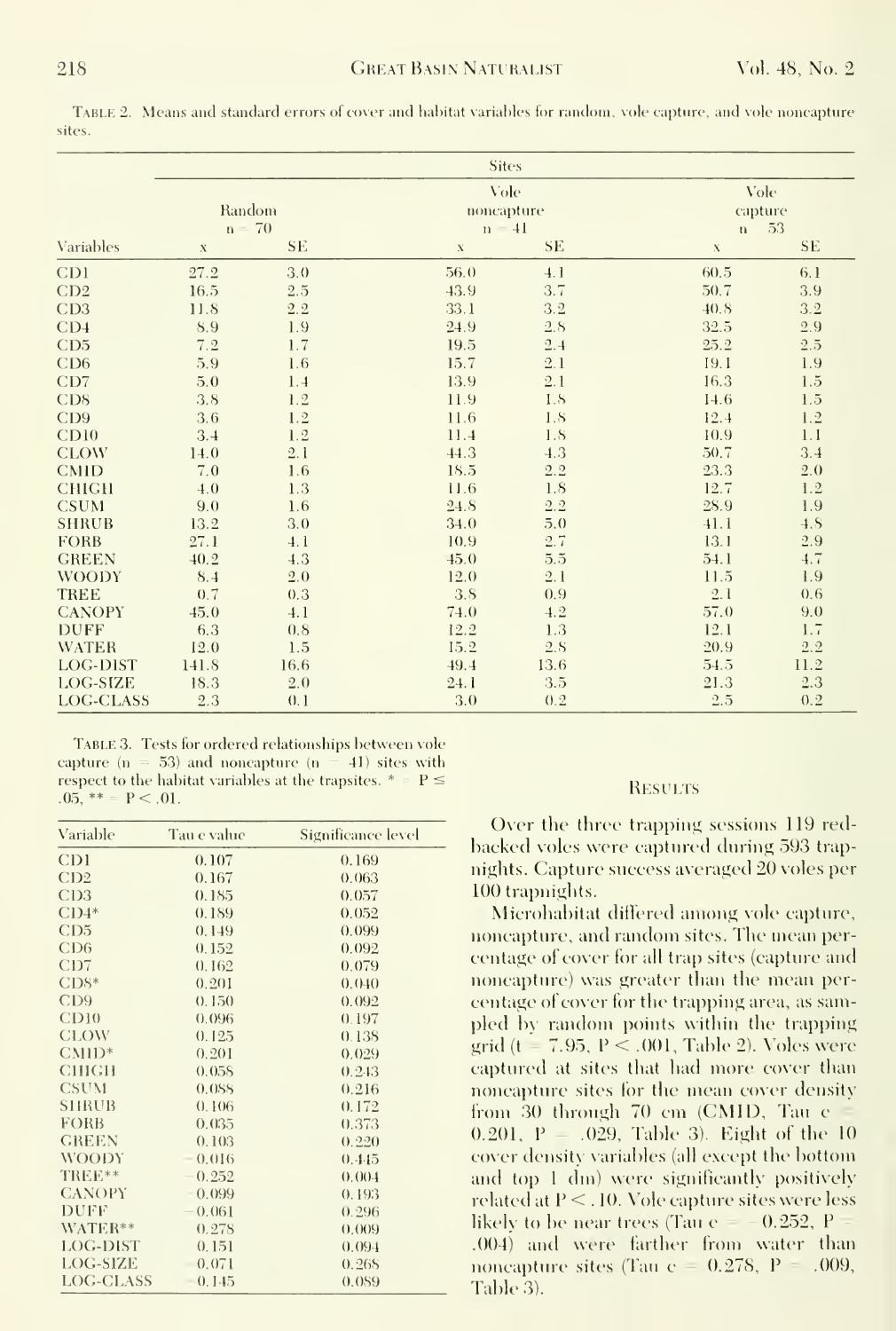Table 2. Means and standard errors of cover and habitat variables for random, vole capture, and vole noncapture sites.

| | Sites | | | | | |
|---|---|---|---|---|---|---|
| | Random n = 70 | | Vole noncapture n = 41 | | Vole capture n = 53 | |
| Variables | x | SE | x | SE | x | SE |
| CD1 | 27.2 | 3.0 | 56.0 | 4.1 | 60.5 | 6.1 |
| CD2 | 16.5 | 2.5 | 43.9 | 3.7 | 50.7 | 3.9 |
| CD3 | 11.8 | 2.2 | 33.1 | 3.2 | 40.8 | 3.2 |
| CD4 | 8.9 | 1.9 | 24.9 | 2.8 | 32.5 | 2.9 |
| CD5 | 7.2 | 1.7 | 19.5 | 2.4 | 25.2 | 2.5 |
| CD6 | 5.9 | 1.6 | 15.7 | 2.1 | 19.1 | 1.9 |
| CD7 | 5.0 | 1.4 | 13.9 | 2.1 | 16.3 | 1.5 |
| CD8 | 3.8 | 1.2 | 11.9 | 1.8 | 14.6 | 1.5 |
| CD9 | 3.6 | 1.2 | 11.6 | 1.8 | 12.4 | 1.2 |
| CD10 | 3.4 | 1.2 | 11.4 | 1.8 | 10.9 | 1.1 |
| CLOW | 14.0 | 2.1 | 44.3 | 4.3 | 50.7 | 3.4 |
| CMID | 7.0 | 1.6 | 18.5 | 2.2 | 23.3 | 2.0 |
| CHIGH | 4.0 | 1.3 | 11.6 | 1.8 | 12.7 | 1.2 |
| CSUM | 9.0 | 1.6 | 24.8 | 2.2 | 28.9 | 1.9 |
| SHRUB | 13.2 | 3.0 | 34.0 | 5.0 | 41.1 | 4.8 |
| FORB | 27.1 | 4.1 | 10.9 | 2.7 | 13.1 | 2.9 |
| GREEN | 40.2 | 4.3 | 45.0 | 5.5 | 54.1 | 4.7 |
| WOODY | 8.4 | 2.0 | 12.0 | 2.1 | 11.5 | 1.9 |
| TREE | 0.7 | 0.3 | 3.8 | 0.9 | 2.1 | 0.6 |
| CANOPY | 45.0 | 4.1 | 74.0 | 4.2 | 57.0 | 9.0 |
| DUFF | 6.3 | 0.8 | 12.2 | 1.3 | 12.1 | 1.7 |
| WATER | 12.0 | 1.5 | 15.2 | 2.8 | 20.9 | 2.2 |
| LOG-DIST | 141.8 | 16.6 | 49.4 | 13.6 | 54.5 | 11.2 |
| LOG-SIZE | 18.3 | 2.0 | 24.1 | 3.5 | 21.3 | 2.3 |
| LOG-CLASS | 2.3 | 0.1 | 3.0 | 0.2 | 2.5 | 0.2 |

Table 3. Tests for ordered relationships between vole capture (n = 53) and noncapture (n = 41) sites with respect to the habitat variables at the trapsites. * = $P \leq .05$, ** = $P < .01$.

| Variable | Tau c value | Significance level |
|---|---|---|
| CD1 | 0.107 | 0.169 |
| CD2 | 0.167 | 0.063 |
| CD3 | 0.185 | 0.057 |
| CD4* | 0.189 | 0.052 |
| CD5 | 0.149 | 0.099 |
| CD6 | 0.152 | 0.092 |
| CD7 | 0.162 | 0.079 |
| CD8* | 0.201 | 0.040 |
| CD9 | 0.150 | 0.092 |
| CD10 | 0.096 | 0.197 |
| CLOW | 0.125 | 0.138 |
| CMID* | 0.201 | 0.029 |
| CHIGH | 0.058 | 0.243 |
| CSUM | 0.088 | 0.216 |
| SHRUB | 0.106 | 0.172 |
| FORB | 0.035 | 0.373 |
| GREEN | 0.103 | 0.220 |
| WOODY | −0.016 | 0.445 |
| TREE** | −0.252 | 0.004 |
| CANOPY | −0.099 | 0.193 |
| DUFF | −0.061 | 0.296 |
| WATER** | 0.278 | 0.009 |
| LOG-DIST | 0.151 | 0.094 |
| LOG-SIZE | −0.071 | 0.268 |
| LOG-CLASS | −0.145 | 0.089 |

## Results

Over the three trapping sessions 119 red-backed voles were captured during 593 trapnights. Capture success averaged 20 voles per 100 trapnights.

Microhabitat differed among vole capture, noncapture, and random sites. The mean percentage of cover for all trap sites (capture and noncapture) was greater than the mean percentage of cover for the trapping area, as sampled by random points within the trapping grid ($t = 7.95$, $P < .001$, Table 2). Voles were captured at sites that had more cover than noncapture sites for the mean cover density from 30 through 70 cm (CMID, Tau c = 0.201, $P = .029$, Table 3). Eight of the 10 cover density variables (all except the bottom and top 1 dm) were significantly positively related at $P < .10$. Vole capture sites were less likely to be near trees (Tau c = −0.252, $P = .004$) and were farther from water than noncapture sites (Tau c = 0.278, $P = .009$, Table 3).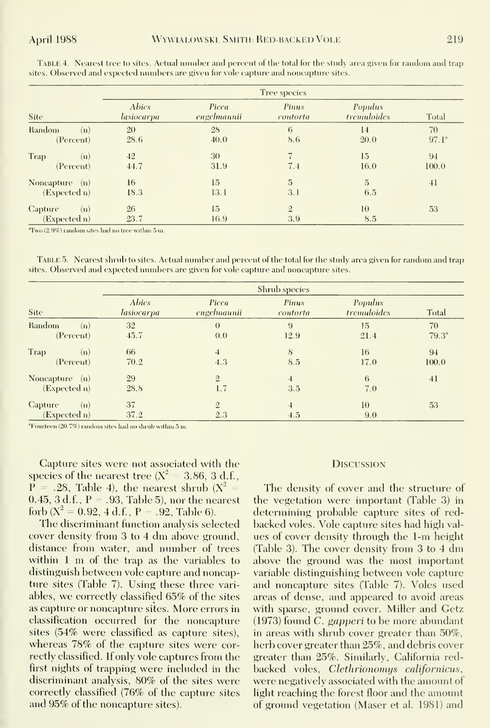Table 4. Nearest tree to sites. Actual number and percent of the total for the study area given for random and trap sites. Observed and expected numbers are given for vole capture and noncapture sites.

| Site | | *Abies lasiocarpa* | *Picea engelmannii* | *Pinus contorta* | *Populus tremuloides* | Total |
|---|---|---|---|---|---|---|
| | | Tree species | | | | |
| Random | (n) | 20 | 28 | 6 | 14 | 70 |
| | (Percent) | 28.6 | 40.0 | 8.6 | 20.0 | 97.1[a] |
| Trap | (n) | 42 | 30 | 7 | 15 | 94 |
| | (Percent) | 44.7 | 31.9 | 7.4 | 16.0 | 100.0 |
| Noncapture | (n) | 16 | 15 | 5 | 5 | 41 |
| | (Expected n) | 18.3 | 13.1 | 3.1 | 6.5 | |
| Capture | (n) | 26 | 15 | 2 | 10 | 53 |
| | (Expected n) | 23.7 | 16.9 | 3.9 | 8.5 | |

[a]Two (2.9%) random sites had no tree within 5 m.

Table 5. Nearest shrub to sites. Actual number and percent of the total for the study area given for random and trap sites. Observed and expected numbers are given for vole capture and noncapture sites.

| Site | | *Abies lasiocarpa* | *Picea engelmannii* | *Pinus contorta* | *Populus tremuloides* | Total |
|---|---|---|---|---|---|---|
| | | Shrub species | | | | |
| Random | (n) | 32 | 0 | 9 | 15 | 70 |
| | (Percent) | 45.7 | 0.0 | 12.9 | 21.4 | 79.3[a] |
| Trap | (n) | 66 | 4 | 8 | 16 | 94 |
| | (Percent) | 70.2 | 4.3 | 8.5 | 17.0 | 100.0 |
| Noncapture | (n) | 29 | 2 | 4 | 6 | 41 |
| | (Expected n) | 28.8 | 1.7 | 3.5 | 7.0 | |
| Capture | (n) | 37 | 2 | 4 | 10 | 53 |
| | (Expected n) | 37.2 | 2.3 | 4.5 | 9.0 | |

[a]Fourteen (20.7%) random sites had no shrub within 5 m.

Capture sites were not associated with the species of the nearest tree ($X^2 = 3.86$, 3 d.f., $P = .28$, Table 4), the nearest shrub ($X^2 = 0.45$, 3 d.f., $P = .93$, Table 5), nor the nearest forb ($X^2 = 0.92$, 4 d.f., $P = .92$, Table 6).

The discriminant function analysis selected cover density from 3 to 4 dm above ground, distance from water, and number of trees within 1 m of the trap as the variables to distinguish between vole capture and noncapture sites (Table 7). Using these three variables, we correctly classified 65% of the sites as capture or noncapture sites. More errors in classification occurred for the noncapture sites (54% were classified as capture sites), whereas 78% of the capture sites were correctly classified. If only vole captures from the first nights of trapping were included in the discriminant analysis, 80% of the sites were correctly classified (76% of the capture sites and 95% of the noncapture sites).

## Discussion

The density of cover and the structure of the vegetation were important (Table 3) in determining probable capture sites of red-backed voles. Vole capture sites had high values of cover density through the 1-m height (Table 3). The cover density from 3 to 4 dm above the ground was the most important variable distinguishing between vole capture and noncapture sites (Table 7). Voles used areas of dense, and appeared to avoid areas with sparse, ground cover. Miller and Getz (1973) found *C. gapperi* to be more abundant in areas with shrub cover greater than 50%, herb cover greater than 25%, and debris cover greater than 25%. Similarly, California red-backed voles, *Clethrionomys californicus*, were negatively associated with the amount of light reaching the forest floor and the amount of ground vegetation (Maser et al. 1981) and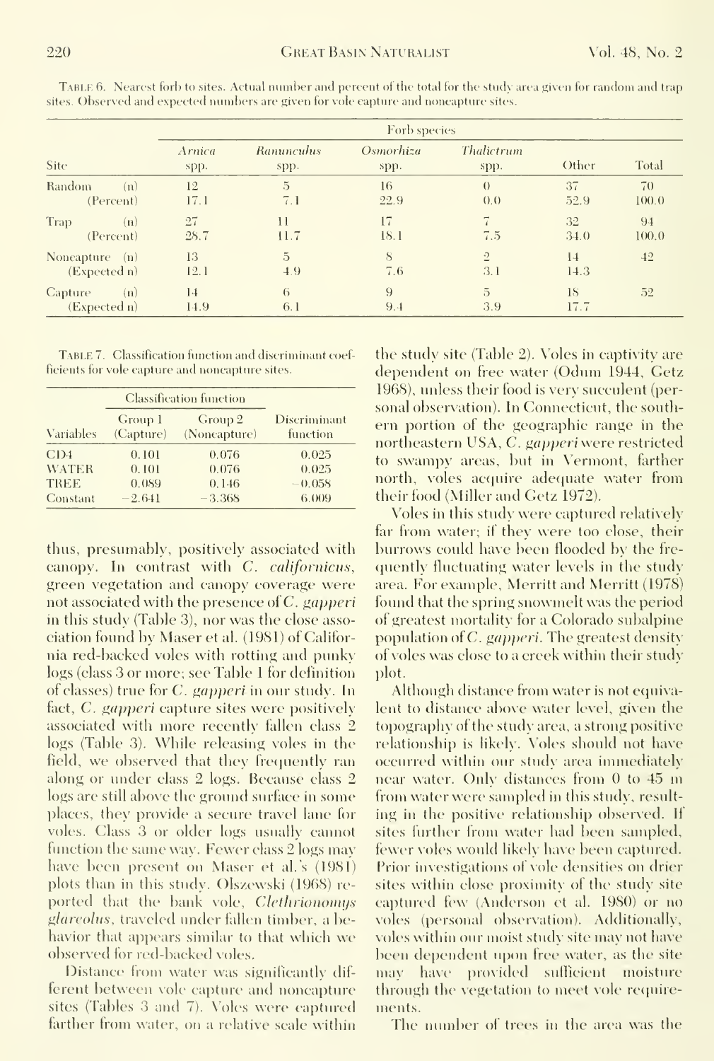TABLE 6. Nearest forb to sites. Actual number and percent of the total for the study area given for random and trap sites. Observed and expected numbers are given for vole capture and noncapture sites.

| Site | | Forb species | | | | | |
|---|---|---|---|---|---|---|---|
| | | *Arnica* spp. | *Ranunculus* spp. | *Osmorhiza* spp. | *Thalictrum* spp. | Other | Total |
| Random | (n) | 12 | 5 | 16 | 0 | 37 | 70 |
| | (Percent) | 17.1 | 7.1 | 22.9 | 0.0 | 52.9 | 100.0 |
| Trap | (n) | 27 | 11 | 17 | 7 | 32 | 94 |
| | (Percent) | 28.7 | 11.7 | 18.1 | 7.5 | 34.0 | 100.0 |
| Noncapture | (n) | 13 | 5 | 8 | 2 | 14 | 42 |
| | (Expected n) | 12.1 | 4.9 | 7.6 | 3.1 | 14.3 | |
| Capture | (n) | 14 | 6 | 9 | 5 | 18 | 52 |
| | (Expected n) | 14.9 | 6.1 | 9.4 | 3.9 | 17.7 | |

TABLE 7. Classification function and discriminant coefficients for vole capture and noncapture sites.

| Variables | Classification function | | Discriminant function |
|---|---|---|---|
| | Group 1 (Capture) | Group 2 (Noncapture) | |
| CD4 | 0.101 | 0.076 | 0.025 |
| WATER | 0.101 | 0.076 | 0.025 |
| TREE | 0.089 | 0.146 | −0.058 |
| Constant | −2.641 | −3.368 | 6.009 |

thus, presumably, positively associated with canopy. In contrast with *C. californicus*, green vegetation and canopy coverage were not associated with the presence of *C. gapperi* in this study (Table 3), nor was the close association found by Maser et al. (1981) of California red-backed voles with rotting and punky logs (class 3 or more; see Table 1 for definition of classes) true for *C. gapperi* in our study. In fact, *C. gapperi* capture sites were positively associated with more recently fallen class 2 logs (Table 3). While releasing voles in the field, we observed that they frequently ran along or under class 2 logs. Because class 2 logs are still above the ground surface in some places, they provide a secure travel lane for voles. Class 3 or older logs usually cannot function the same way. Fewer class 2 logs may have been present on Maser et al.'s (1981) plots than in this study. Olszewski (1968) reported that the bank vole, *Clethrionomys glareolus*, traveled under fallen timber, a behavior that appears similar to that which we observed for red-backed voles.

Distance from water was significantly different between vole capture and noncapture sites (Tables 3 and 7). Voles were captured farther from water, on a relative scale within the study site (Table 2). Voles in captivity are dependent on free water (Odum 1944, Getz 1968), unless their food is very succulent (personal observation). In Connecticut, the southern portion of the geographic range in the northeastern USA, *C. gapperi* were restricted to swampy areas, but in Vermont, farther north, voles acquire adequate water from their food (Miller and Getz 1972).

Voles in this study were captured relatively far from water; if they were too close, their burrows could have been flooded by the frequently fluctuating water levels in the study area. For example, Merritt and Merritt (1978) found that the spring snowmelt was the period of greatest mortality for a Colorado subalpine population of *C. gapperi*. The greatest density of voles was close to a creek within their study plot.

Although distance from water is not equivalent to distance above water level, given the topography of the study area, a strong positive relationship is likely. Voles should not have occurred within our study area immediately near water. Only distances from 0 to 45 m from water were sampled in this study, resulting in the positive relationship observed. If sites further from water had been sampled, fewer voles would likely have been captured. Prior investigations of vole densities on drier sites within close proximity of the study site captured few (Anderson et al. 1980) or no voles (personal observation). Additionally, voles within our moist study site may not have been dependent upon free water, as the site may have provided sufficient moisture through the vegetation to meet vole requirements.

The number of trees in the area was the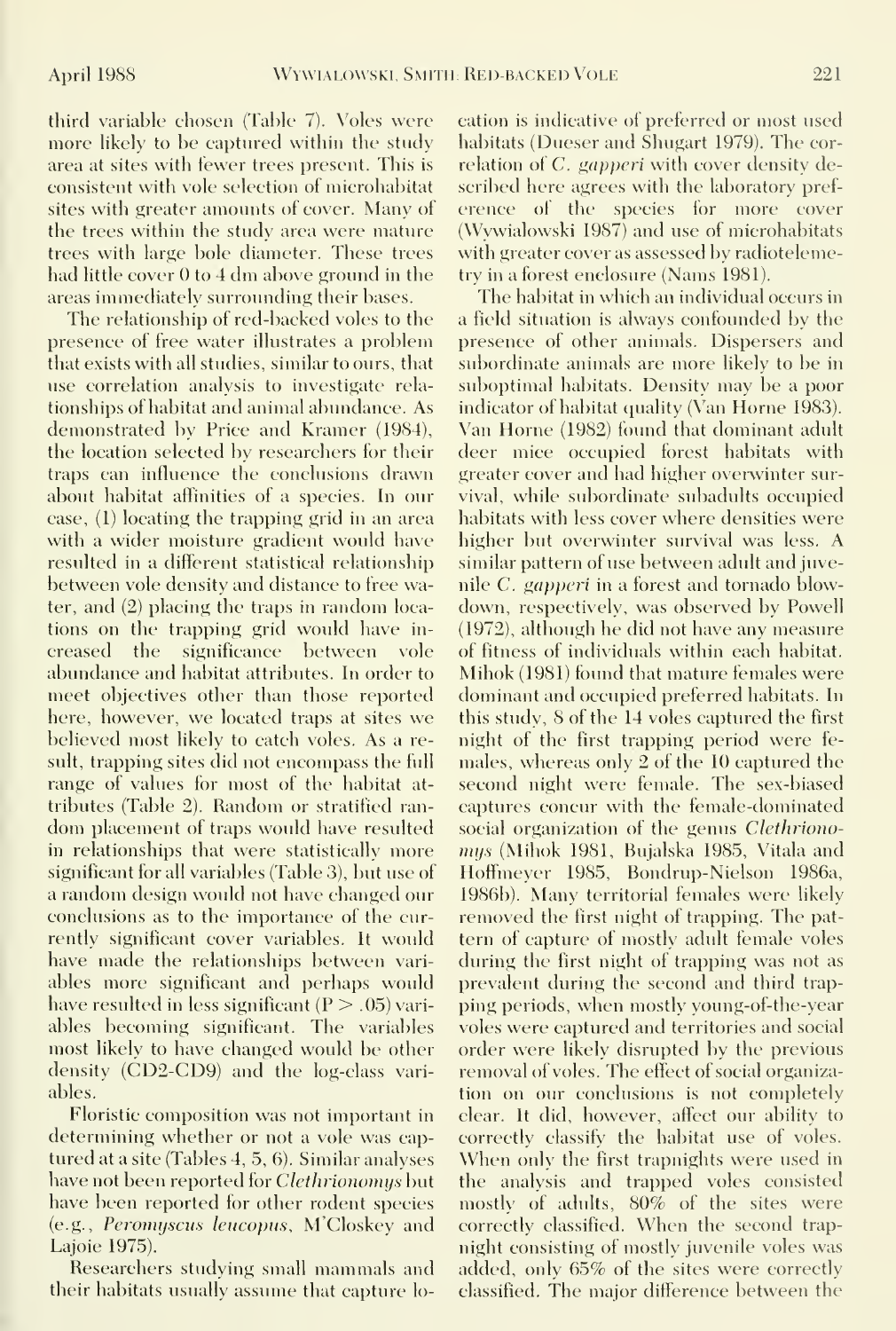third variable chosen (Table 7). Voles were more likely to be captured within the study area at sites with fewer trees present. This is consistent with vole selection of microhabitat sites with greater amounts of cover. Many of the trees within the study area were mature trees with large bole diameter. These trees had little cover 0 to 4 dm above ground in the areas immediately surrounding their bases.

The relationship of red-backed voles to the presence of free water illustrates a problem that exists with all studies, similar to ours, that use correlation analysis to investigate relationships of habitat and animal abundance. As demonstrated by Price and Kramer (1984), the location selected by researchers for their traps can influence the conclusions drawn about habitat affinities of a species. In our case, (1) locating the trapping grid in an area with a wider moisture gradient would have resulted in a different statistical relationship between vole density and distance to free water, and (2) placing the traps in random locations on the trapping grid would have increased the significance between vole abundance and habitat attributes. In order to meet objectives other than those reported here, however, we located traps at sites we believed most likely to catch voles. As a result, trapping sites did not encompass the full range of values for most of the habitat attributes (Table 2). Random or stratified random placement of traps would have resulted in relationships that were statistically more significant for all variables (Table 3), but use of a random design would not have changed our conclusions as to the importance of the currently significant cover variables. It would have made the relationships between variables more significant and perhaps would have resulted in less significant ($P > .05$) variables becoming significant. The variables most likely to have changed would be other density (CD2-CD9) and the log-class variables.

Floristic composition was not important in determining whether or not a vole was captured at a site (Tables 4, 5, 6). Similar analyses have not been reported for *Clethrionomys* but have been reported for other rodent species (e.g., *Peromyscus leucopus*, M'Closkey and Lajoie 1975).

Researchers studying small mammals and their habitats usually assume that capture location is indicative of preferred or most used habitats (Dueser and Shugart 1979). The correlation of *C. gapperi* with cover density described here agrees with the laboratory preference of the species for more cover (Wywialowski 1987) and use of microhabitats with greater cover as assessed by radiotelemetry in a forest enclosure (Nams 1981).

The habitat in which an individual occurs in a field situation is always confounded by the presence of other animals. Dispersers and subordinate animals are more likely to be in suboptimal habitats. Density may be a poor indicator of habitat quality (Van Horne 1983). Van Horne (1982) found that dominant adult deer mice occupied forest habitats with greater cover and had higher overwinter survival, while subordinate subadults occupied habitats with less cover where densities were higher but overwinter survival was less. A similar pattern of use between adult and juvenile *C. gapperi* in a forest and tornado blowdown, respectively, was observed by Powell (1972), although he did not have any measure of fitness of individuals within each habitat. Mihok (1981) found that mature females were dominant and occupied preferred habitats. In this study, 8 of the 14 voles captured the first night of the first trapping period were females, whereas only 2 of the 10 captured the second night were female. The sex-biased captures concur with the female-dominated social organization of the genus *Clethrionomys* (Mihok 1981, Bujalska 1985, Vitala and Hoffmeyer 1985, Bondrup-Nielson 1986a, 1986b). Many territorial females were likely removed the first night of trapping. The pattern of capture of mostly adult female voles during the first night of trapping was not as prevalent during the second and third trapping periods, when mostly young-of-the-year voles were captured and territories and social order were likely disrupted by the previous removal of voles. The effect of social organization on our conclusions is not completely clear. It did, however, affect our ability to correctly classify the habitat use of voles. When only the first trapnights were used in the analysis and trapped voles consisted mostly of adults, 80% of the sites were correctly classified. When the second trapnight consisting of mostly juvenile voles was added, only 65% of the sites were correctly classified. The major difference between the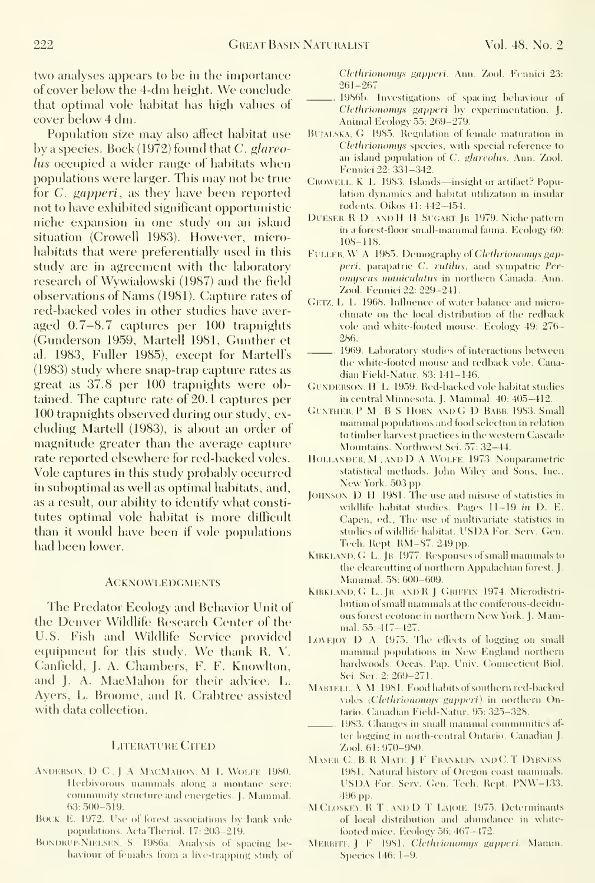two analyses appears to be in the importance of cover below the 4-dm height. We conclude that optimal vole habitat has high values of cover below 4 dm.

Population size may also affect habitat use by a species. Bock (1972) found that *C. glareolus* occupied a wider range of habitats when populations were larger. This may not be true for *C. gapperi*, as they have been reported not to have exhibited significant opportunistic niche expansion in one study on an island situation (Crowell 1983). However, microhabitats that were preferentially used in this study are in agreement with the laboratory research of Wywialowski (1987) and the field observations of Nams (1981). Capture rates of red-backed voles in other studies have averaged 0.7–8.7 captures per 100 trapnights (Gunderson 1959, Martell 1981, Gunther et al. 1983, Fuller 1985), except for Martell's (1983) study where snap-trap capture rates as great as 37.8 per 100 trapnights were obtained. The capture rate of 20.1 captures per 100 trapnights observed during our study, excluding Martell (1983), is about an order of magnitude greater than the average capture rate reported elsewhere for red-backed voles. Vole captures in this study probably occurred in suboptimal as well as optimal habitats, and, as a result, our ability to identify what constitutes optimal vole habitat is more difficult than it would have been if vole populations had been lower.

## Acknowledgments

The Predator Ecology and Behavior Unit of the Denver Wildlife Research Center of the U.S. Fish and Wildlife Service provided equipment for this study. We thank R. V. Canfield, J. A. Chambers, F. F. Knowlton, and J. A. MacMahon for their advice. L. Ayers, L. Broome, and R. Crabtree assisted with data collection.

## Literature Cited

Anderson, D. C., J. A. MacMahon, M. L. Wolfe. 1980. Herbivorous mammals along a montane sere: community structure and energetics. J. Mammal. 63: 500–519.

Bock, E. 1972. Use of forest associations by bank vole populations. Acta Theriol. 17: 203–219.

Bondrup-Nielsen, S. 1986a. Analysis of spacing behaviour of females from a live-trapping study of *Clethrionomys gapperi*. Ann. Zool. Fennici 23: 261–267.

———. 1986b. Investigations of spacing behaviour of *Clethrionomys gapperi* by experimentation. J. Animal Ecology 55: 269–279.

Bujalska, G. 1985. Regulation of female maturation in *Clethrionomys* species, with special reference to an island population of *C. glareolus*. Ann. Zool. Fennici 22: 331–342.

Crowell, K. L. 1983. Islands—insight or artifact? Population dynamics and habitat utilization in insular rodents. Oikos 41: 442–454.

Dueser, R. D., and H. H. Sugart, Jr. 1979. Niche pattern in a forest-floor small-mammal fauna. Ecology 60: 108–118.

Fuller, W. A. 1985. Demography of *Clethrionomys gapperi*, parapatric *C. rutilus*, and sympatric *Peromyscus maniculatus* in northern Canada. Ann. Zool. Fennici 22: 229–241.

Getz, L. L. 1968. Influence of water balance and microclimate on the local distribution of the redback vole and white-footed mouse. Ecology 49: 276–286.

———. 1969. Laboratory studies of interactions between the white-footed mouse and redback vole. Canadian Field-Natur. 83: 141–146.

Gunderson, H. L. 1959. Red-backed vole habitat studies in central Minnesota. J. Mammal. 40: 405–412.

Gunther, P. M., B. S. Horn, and G. D. Babb. 1983. Small mammal populations and food selection in relation to timber harvest practices in the western Cascade Mountains. Northwest Sci. 57: 32–44.

Hollander, M., and D. A. Wolfe. 1973. Nonparametric statistical methods. John Wiley and Sons, Inc., New York. 503 pp.

Johnson, D. H. 1981. The use and misuse of statistics in wildlife habitat studies. Pages 11–19 *in* D. E. Capen, ed., The use of multivariate statistics in studies of wildlife habitat. USDA For. Serv. Gen. Tech. Rept. RM–87. 249 pp.

Kirkland, G. L., Jr. 1977. Responses of small mammals to the clearcutting of northern Appalachian forest. J. Mammal. 58: 600–609.

Kirkland, G. L., Jr., and R. J. Griffin. 1974. Microdistribution of small mammals at the coniferous-deciduous forest ecotone in northern New York. J. Mammal. 55: 417–427.

Lovejoy, D. A. 1975. The effects of logging on small mammal populations in New England northern hardwoods. Occas. Pap. Univ. Connecticut Biol. Sci. Ser. 2: 269–271.

Martell, A. M. 1981. Food habits of southern red-backed voles (*Clethrionomys gapperi*) in northern Ontario. Canadian Field-Natur. 95: 325–328.

———. 1983. Changes in small mammal communities after logging in north-central Ontario. Canadian J. Zool. 61: 970–980.

Maser, C., B. R. Mate, J. F. Franklin, and C. T. Dyrness. 1981. Natural history of Oregon coast mammals. USDA For. Serv. Gen. Tech. Rept. PNW–133. 496 pp.

M'Closkey, R. T., and D. T. Lajoie. 1975. Determinants of local distribution and abundance in white-footed mice. Ecology 56: 467–472.

Merritt, J. F. 1981. *Clethrionomys gapperi*. Mamm. Species 146: 1–9.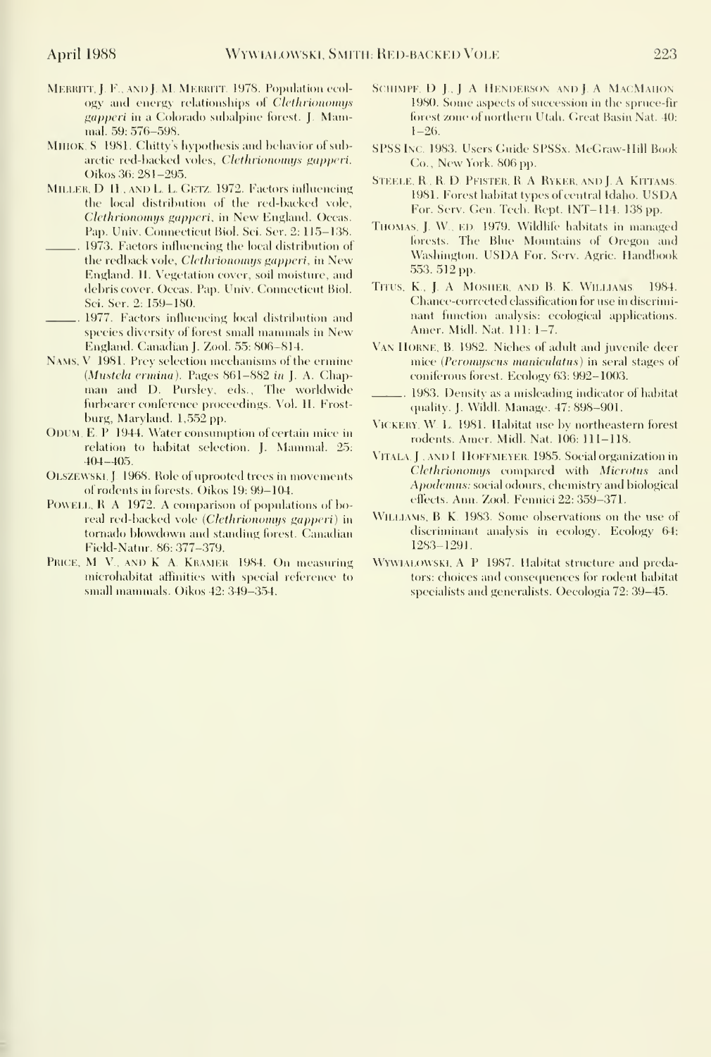Merritt, J. F., and J. M. Merritt. 1978. Population ecology and energy relationships of *Clethrionomys gapperi* in a Colorado subalpine forest. J. Mammal. 59: 576–598.

Mihok, S. 1981. Chitty's hypothesis and behavior of subarctic red-backed voles, *Clethrionomys gapperi*. Oikos 36: 281–295.

Miller, D. H., and L. L. Getz. 1972. Factors influencing the local distribution of the red-backed vole, *Clethrionomys gapperi*, in New England. Occas. Pap. Univ. Connecticut Biol. Sci. Ser. 2: 115–138.

\_\_\_\_\_. 1973. Factors influencing the local distribution of the redback vole, *Clethrionomys gapperi*, in New England. II. Vegetation cover, soil moisture, and debris cover. Occas. Pap. Univ. Connecticut Biol. Sci. Ser. 2: 159–180.

\_\_\_\_\_. 1977. Factors influencing local distribution and species diversity of forest small mammals in New England. Canadian J. Zool. 55: 806–814.

Nams, V. 1981. Prey selection mechanisms of the ermine (*Mustela ermina*). Pages 861–882 *in* J. A. Chapman and D. Pursley, eds., The worldwide furbearer conference proceedings. Vol. II. Frostburg, Maryland. 1,552 pp.

Odum, E. P. 1944. Water consumption of certain mice in relation to habitat selection. J. Mammal. 25: 404–405.

Olszewski, J. 1968. Role of uprooted trees in movements of rodents in forests. Oikos 19: 99–104.

Powell, R. A. 1972. A comparison of populations of boreal red-backed vole (*Clethrionomys gapperi*) in tornado blowdown and standing forest. Canadian Field-Natur. 86: 377–379.

Price, M. V., and K. A. Kramer. 1984. On measuring microhabitat affinities with special reference to small mammals. Oikos 42: 349–354.

Schimpf, D. J., J. A. Henderson, and J. A. MacMahon. 1980. Some aspects of succession in the spruce-fir forest zone of northern Utah. Great Basin Nat. 40: 1–26.

SPSS Inc. 1983. Users Guide SPSSx. McGraw-Hill Book Co., New York. 806 pp.

Steele, R., R. D. Pfister, R. A. Ryker, and J. A. Kittams. 1981. Forest habitat types of central Idaho. USDA For. Serv. Gen. Tech. Rept. INT–114. 138 pp.

Thomas, J. W., ed. 1979. Wildlife habitats in managed forests. The Blue Mountains of Oregon and Washington. USDA For. Serv. Agric. Handbook 553. 512 pp.

Titus, K., J. A. Mosher, and B. K. Williams. 1984. Chance-corrected classification for use in discriminant function analysis: ecological applications. Amer. Midl. Nat. 111: 1–7.

Van Horne, B. 1982. Niches of adult and juvenile deer mice (*Peromyscus maniculatus*) in seral stages of coniferous forest. Ecology 63: 992–1003.

\_\_\_\_\_. 1983. Density as a misleading indicator of habitat quality. J. Wildl. Manage. 47: 898–901.

Vickery, W. L. 1981. Habitat use by northeastern forest rodents. Amer. Midl. Nat. 106: 111–118.

Vitala, J., and I. Hoffmeyer. 1985. Social organization in *Clethrionomys* compared with *Microtus* and *Apodemus*: social odours, chemistry and biological effects. Ann. Zool. Fennici 22: 359–371.

Williams, B. K. 1983. Some observations on the use of discriminant analysis in ecology. Ecology 64: 1283–1291.

Wywialowski, A. P. 1987. Habitat structure and predators: choices and consequences for rodent habitat specialists and generalists. Oecologia 72: 39–45.